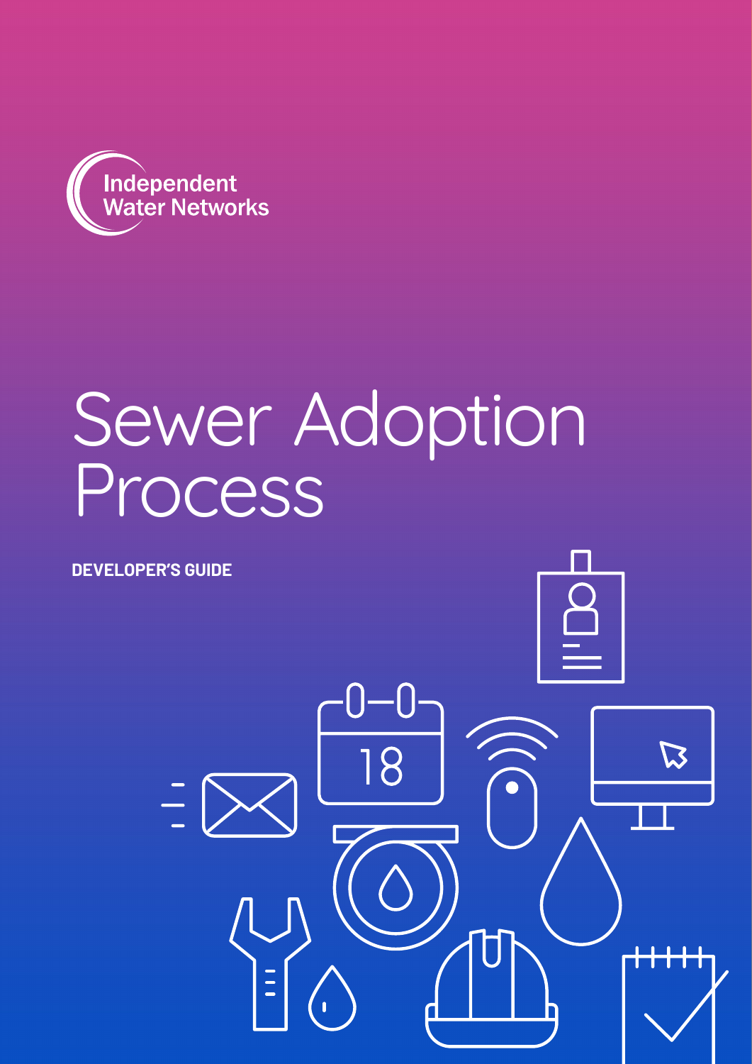Independent Water Networks

# Sewer Adoption Process

**DEVELOPER'S GUIDE**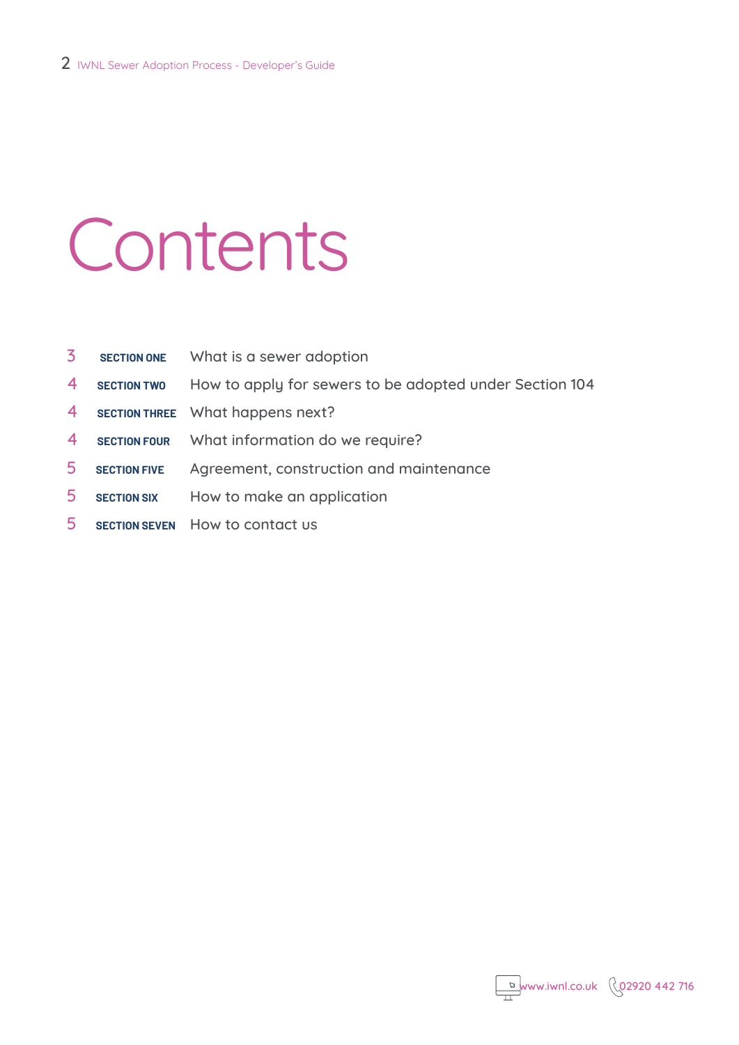# Contents

| | | |
|---|---|---|
| 3 | **SECTION ONE** | What is a sewer adoption |
| 4 | **SECTION TWO** | How to apply for sewers to be adopted under Section 104 |
| 4 | **SECTION THREE** | What happens next? |
| 4 | **SECTION FOUR** | What information do we require? |
| 5 | **SECTION FIVE** | Agreement, construction and maintenance |
| 5 | **SECTION SIX** | How to make an application |
| 5 | **SECTION SEVEN** | How to contact us |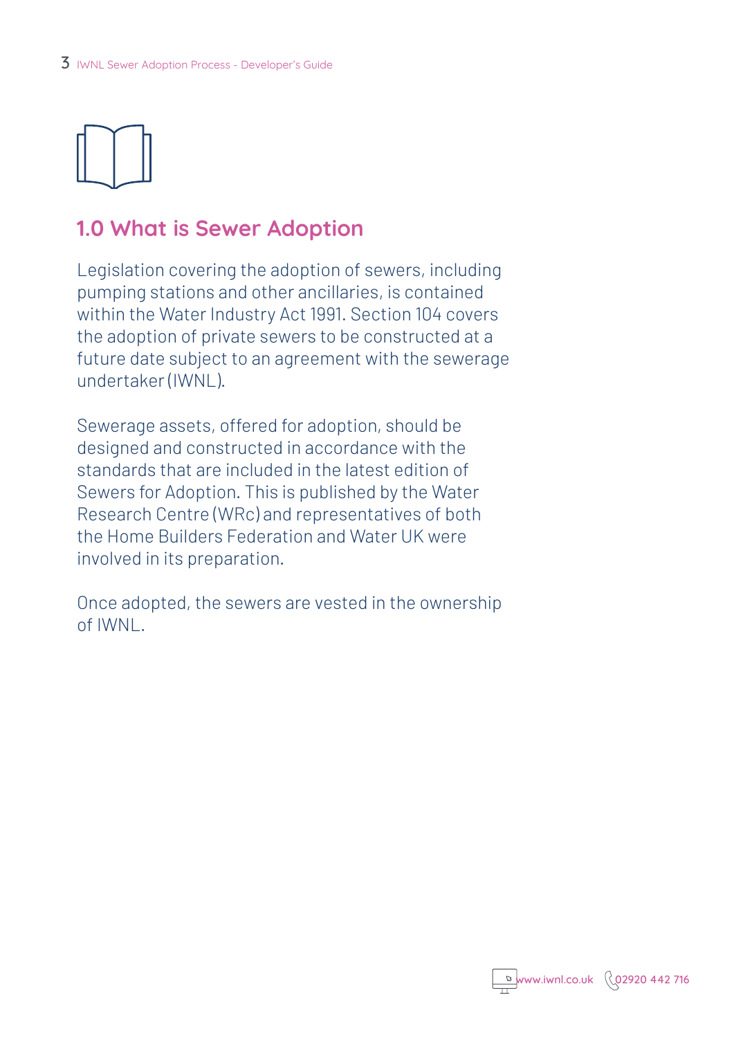## 1.0 What is Sewer Adoption

Legislation covering the adoption of sewers, including pumping stations and other ancillaries, is contained within the Water Industry Act 1991. Section 104 covers the adoption of private sewers to be constructed at a future date subject to an agreement with the sewerage undertaker (IWNL).

Sewerage assets, offered for adoption, should be designed and constructed in accordance with the standards that are included in the latest edition of Sewers for Adoption. This is published by the Water Research Centre (WRc) and representatives of both the Home Builders Federation and Water UK were involved in its preparation.

Once adopted, the sewers are vested in the ownership of IWNL.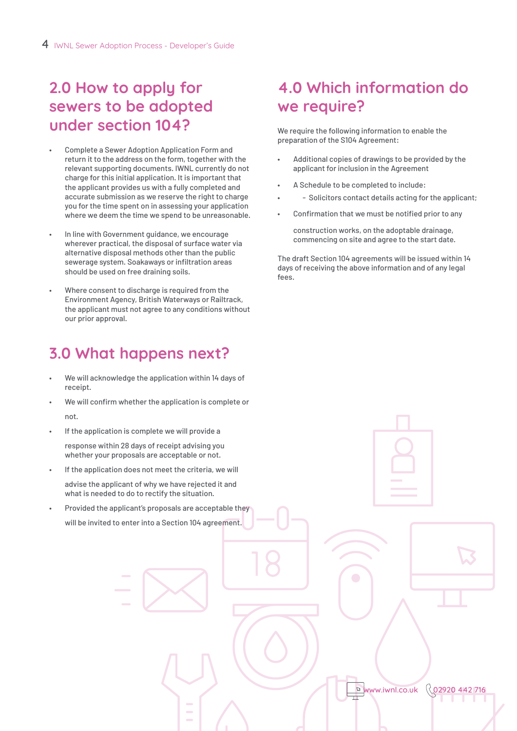## 2.0 How to apply for sewers to be adopted under section 104?

- Complete a Sewer Adoption Application Form and return it to the address on the form, together with the relevant supporting documents. IWNL currently do not charge for this initial application. It is important that the applicant provides us with a fully completed and accurate submission as we reserve the right to charge you for the time spent on in assessing your application where we deem the time we spend to be unreasonable.

- In line with Government guidance, we encourage wherever practical, the disposal of surface water via alternative disposal methods other than the public sewerage system. Soakaways or infiltration areas should be used on free draining soils.

- Where consent to discharge is required from the Environment Agency, British Waterways or Railtrack, the applicant must not agree to any conditions without our prior approval.

## 3.0 What happens next?

- We will acknowledge the application within 14 days of receipt.
- We will confirm whether the application is complete or not.
- If the application is complete we will provide a response within 28 days of receipt advising you whether your proposals are acceptable or not.
- If the application does not meet the criteria, we will advise the applicant of why we have rejected it and what is needed to do to rectify the situation.
- Provided the applicant's proposals are acceptable they will be invited to enter into a Section 104 agreement.

## 4.0 Which information do we require?

We require the following information to enable the preparation of the S104 Agreement:

- Additional copies of drawings to be provided by the applicant for inclusion in the Agreement
- A Schedule to be completed to include:
  - Solicitors contact details acting for the applicant;
- Confirmation that we must be notified prior to any construction works, on the adoptable drainage, commencing on site and agree to the start date.

The draft Section 104 agreements will be issued within 14 days of receiving the above information and of any legal fees.

www.iwnl.co.uk 02920 442 716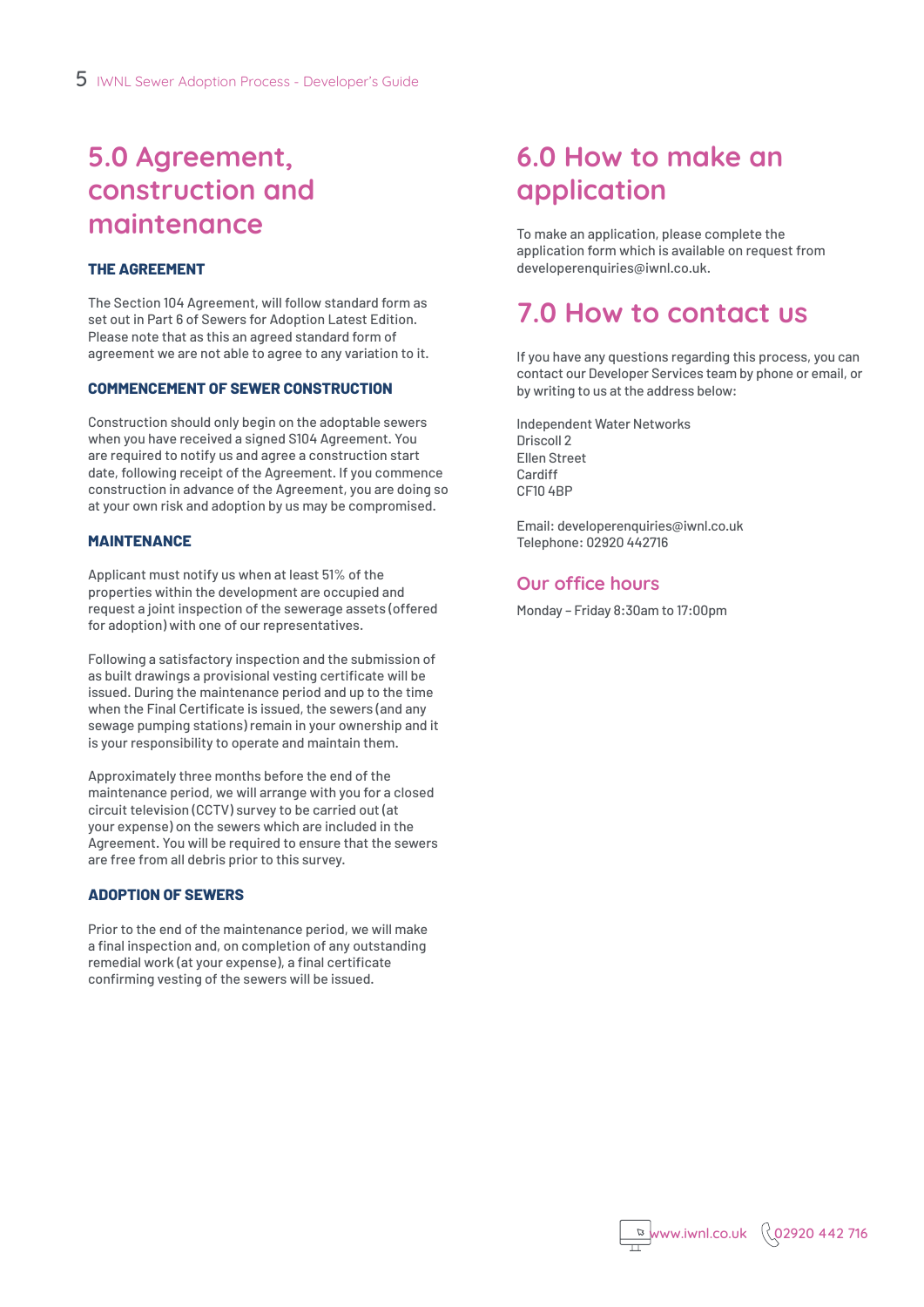# 5.0 Agreement, construction and maintenance

### THE AGREEMENT

The Section 104 Agreement, will follow standard form as set out in Part 6 of Sewers for Adoption Latest Edition. Please note that as this an agreed standard form of agreement we are not able to agree to any variation to it.

### COMMENCEMENT OF SEWER CONSTRUCTION

Construction should only begin on the adoptable sewers when you have received a signed S104 Agreement. You are required to notify us and agree a construction start date, following receipt of the Agreement. If you commence construction in advance of the Agreement, you are doing so at your own risk and adoption by us may be compromised.

### MAINTENANCE

Applicant must notify us when at least 51% of the properties within the development are occupied and request a joint inspection of the sewerage assets (offered for adoption) with one of our representatives.

Following a satisfactory inspection and the submission of as built drawings a provisional vesting certificate will be issued. During the maintenance period and up to the time when the Final Certificate is issued, the sewers (and any sewage pumping stations) remain in your ownership and it is your responsibility to operate and maintain them.

Approximately three months before the end of the maintenance period, we will arrange with you for a closed circuit television (CCTV) survey to be carried out (at your expense) on the sewers which are included in the Agreement. You will be required to ensure that the sewers are free from all debris prior to this survey.

### ADOPTION OF SEWERS

Prior to the end of the maintenance period, we will make a final inspection and, on completion of any outstanding remedial work (at your expense), a final certificate confirming vesting of the sewers will be issued.

# 6.0 How to make an application

To make an application, please complete the application form which is available on request from developerenquiries@iwnl.co.uk.

# 7.0 How to contact us

If you have any questions regarding this process, you can contact our Developer Services team by phone or email, or by writing to us at the address below:

Independent Water Networks
Driscoll 2
Ellen Street
Cardiff
CF10 4BP

Email: developerenquiries@iwnl.co.uk
Telephone: 02920 442716

## Our office hours

Monday – Friday 8:30am to 17:00pm

www.iwnl.co.uk 02920 442 716